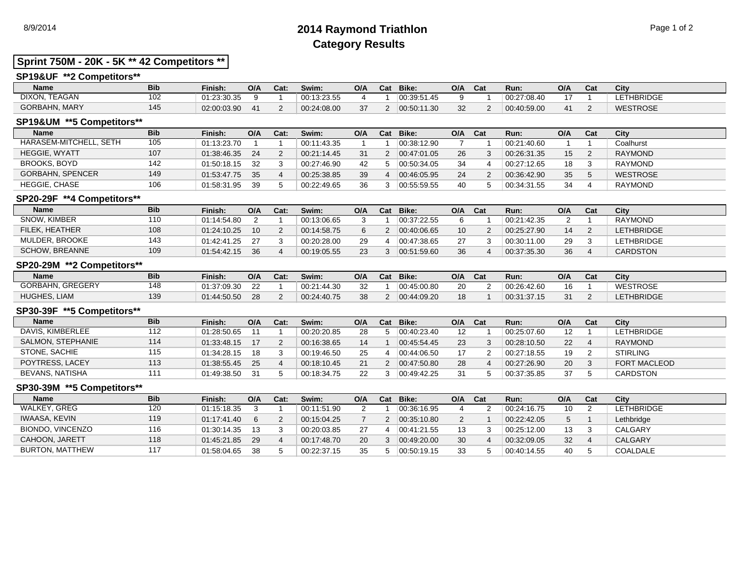# 2014 Raymond Triathlon
## Category Results

8/9/2014

**Sprint 750M - 20K - 5K ** 42 Competitors ****

### SP19&UF **2 Competitors**

| Name | Bib | Finish: | O/A | Cat: | Swim: | O/A | Cat | Bike: | O/A | Cat | Run: | O/A | Cat | City |
|---|---|---|---|---|---|---|---|---|---|---|---|---|---|---|
| DIXON, TEAGAN | 102 | 01:23:30.35 | 9 | 1 | 00:13:23.55 | 4 | 1 | 00:39:51.45 | 9 | 1 | 00:27:08.40 | 17 | 1 | LETHBRIDGE |
| GORBAHN, MARY | 145 | 02:00:03.90 | 41 | 2 | 00:24:08.00 | 37 | 2 | 00:50:11.30 | 32 | 2 | 00:40:59.00 | 41 | 2 | WESTROSE |

### SP19&UM **5 Competitors**

| Name | Bib | Finish: | O/A | Cat: | Swim: | O/A | Cat | Bike: | O/A | Cat | Run: | O/A | Cat | City |
|---|---|---|---|---|---|---|---|---|---|---|---|---|---|---|
| HARASEM-MITCHELL, SETH | 105 | 01:13:23.70 | 1 | 1 | 00:11:43.35 | 1 | 1 | 00:38:12.90 | 7 | 1 | 00:21:40.60 | 1 | 1 | Coalhurst |
| HEGGIE, WYATT | 107 | 01:38:46.35 | 24 | 2 | 00:21:14.45 | 31 | 2 | 00:47:01.05 | 26 | 3 | 00:26:31.35 | 15 | 2 | RAYMOND |
| BROOKS, BOYD | 142 | 01:50:18.15 | 32 | 3 | 00:27:46.90 | 42 | 5 | 00:50:34.05 | 34 | 4 | 00:27:12.65 | 18 | 3 | RAYMOND |
| GORBAHN, SPENCER | 149 | 01:53:47.75 | 35 | 4 | 00:25:38.85 | 39 | 4 | 00:46:05.95 | 24 | 2 | 00:36:42.90 | 35 | 5 | WESTROSE |
| HEGGIE, CHASE | 106 | 01:58:31.95 | 39 | 5 | 00:22:49.65 | 36 | 3 | 00:55:59.55 | 40 | 5 | 00:34:31.55 | 34 | 4 | RAYMOND |

### SP20-29F **4 Competitors**

| Name | Bib | Finish: | O/A | Cat: | Swim: | O/A | Cat | Bike: | O/A | Cat | Run: | O/A | Cat | City |
|---|---|---|---|---|---|---|---|---|---|---|---|---|---|---|
| SNOW, KIMBER | 110 | 01:14:54.80 | 2 | 1 | 00:13:06.65 | 3 | 1 | 00:37:22.55 | 6 | 1 | 00:21:42.35 | 2 | 1 | RAYMOND |
| FILEK, HEATHER | 108 | 01:24:10.25 | 10 | 2 | 00:14:58.75 | 6 | 2 | 00:40:06.65 | 10 | 2 | 00:25:27.90 | 14 | 2 | LETHBRIDGE |
| MULDER, BROOKE | 143 | 01:42:41.25 | 27 | 3 | 00:20:28.00 | 29 | 4 | 00:47:38.65 | 27 | 3 | 00:30:11.00 | 29 | 3 | LETHBRIDGE |
| SCHOW, BREANNE | 109 | 01:54:42.15 | 36 | 4 | 00:19:05.55 | 23 | 3 | 00:51:59.60 | 36 | 4 | 00:37:35.30 | 36 | 4 | CARDSTON |

### SP20-29M **2 Competitors**

| Name | Bib | Finish: | O/A | Cat: | Swim: | O/A | Cat | Bike: | O/A | Cat | Run: | O/A | Cat | City |
|---|---|---|---|---|---|---|---|---|---|---|---|---|---|---|
| GORBAHN, GREGERY | 148 | 01:37:09.30 | 22 | 1 | 00:21:44.30 | 32 | 1 | 00:45:00.80 | 20 | 2 | 00:26:42.60 | 16 | 1 | WESTROSE |
| HUGHES, LIAM | 139 | 01:44:50.50 | 28 | 2 | 00:24:40.75 | 38 | 2 | 00:44:09.20 | 18 | 1 | 00:31:37.15 | 31 | 2 | LETHBRIDGE |

### SP30-39F **5 Competitors**

| Name | Bib | Finish: | O/A | Cat: | Swim: | O/A | Cat | Bike: | O/A | Cat | Run: | O/A | Cat | City |
|---|---|---|---|---|---|---|---|---|---|---|---|---|---|---|
| DAVIS, KIMBERLEE | 112 | 01:28:50.65 | 11 | 1 | 00:20:20.85 | 28 | 5 | 00:40:23.40 | 12 | 1 | 00:25:07.60 | 12 | 1 | LETHBRIDGE |
| SALMON, STEPHANIE | 114 | 01:33:48.15 | 17 | 2 | 00:16:38.65 | 14 | 1 | 00:45:54.45 | 23 | 3 | 00:28:10.50 | 22 | 4 | RAYMOND |
| STONE, SACHIE | 115 | 01:34:28.15 | 18 | 3 | 00:19:46.50 | 25 | 4 | 00:44:06.50 | 17 | 2 | 00:27:18.55 | 19 | 2 | STIRLING |
| POYTRESS, LACEY | 113 | 01:38:55.45 | 25 | 4 | 00:18:10.45 | 21 | 2 | 00:47:50.80 | 28 | 4 | 00:27:26.90 | 20 | 3 | FORT MACLEOD |
| BEVANS, NATISHA | 111 | 01:49:38.50 | 31 | 5 | 00:18:34.75 | 22 | 3 | 00:49:42.25 | 31 | 5 | 00:37:35.85 | 37 | 5 | CARDSTON |

### SP30-39M **5 Competitors**

| Name | Bib | Finish: | O/A | Cat: | Swim: | O/A | Cat | Bike: | O/A | Cat | Run: | O/A | Cat | City |
|---|---|---|---|---|---|---|---|---|---|---|---|---|---|---|
| WALKEY, GREG | 120 | 01:15:18.35 | 3 | 1 | 00:11:51.90 | 2 | 1 | 00:36:16.95 | 4 | 2 | 00:24:16.75 | 10 | 2 | LETHBRIDGE |
| IWAASA, KEVIN | 119 | 01:17:41.40 | 6 | 2 | 00:15:04.25 | 7 | 2 | 00:35:10.80 | 2 | 1 | 00:22:42.05 | 5 | 1 | Lethbridge |
| BIONDO, VINCENZO | 116 | 01:30:14.35 | 13 | 3 | 00:20:03.85 | 27 | 4 | 00:41:21.55 | 13 | 3 | 00:25:12.00 | 13 | 3 | CALGARY |
| CAHOON, JARETT | 118 | 01:45:21.85 | 29 | 4 | 00:17:48.70 | 20 | 3 | 00:49:20.00 | 30 | 4 | 00:32:09.05 | 32 | 4 | CALGARY |
| BURTON, MATTHEW | 117 | 01:58:04.65 | 38 | 5 | 00:22:37.15 | 35 | 5 | 00:50:19.15 | 33 | 5 | 00:40:14.55 | 40 | 5 | COALDALE |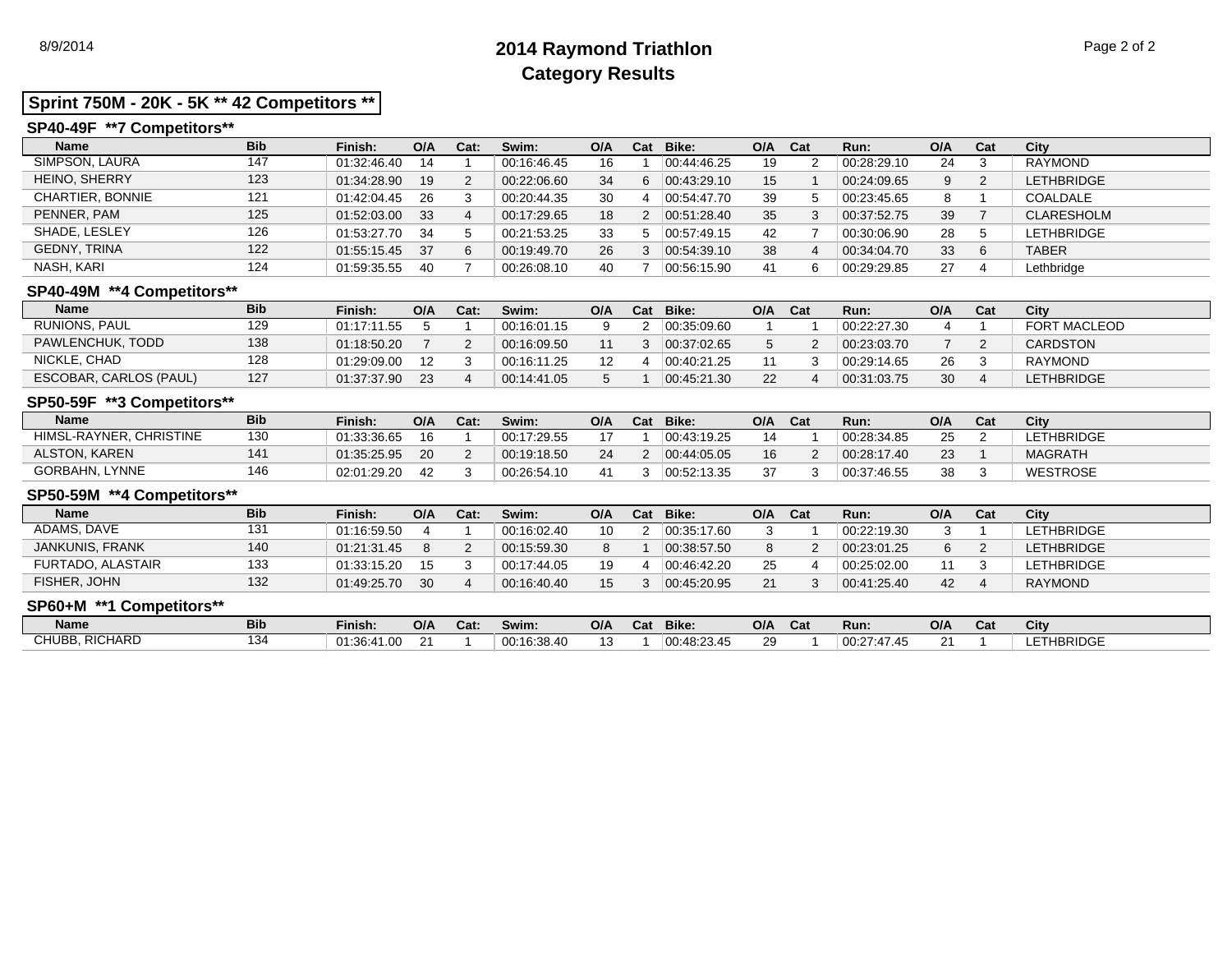# 2014 Raymond Triathlon
## Category Results

**Sprint 750M - 20K - 5K ** 42 Competitors ****

### SP40-49F **7 Competitors**

| Name | Bib | Finish: | O/A | Cat: | Swim: | O/A | Cat | Bike: | O/A | Cat | Run: | O/A | Cat | City |
|---|---|---|---|---|---|---|---|---|---|---|---|---|---|---|
| SIMPSON, LAURA | 147 | 01:32:46.40 | 14 | 1 | 00:16:46.45 | 16 | 1 | 00:44:46.25 | 19 | 2 | 00:28:29.10 | 24 | 3 | RAYMOND |
| HEINO, SHERRY | 123 | 01:34:28.90 | 19 | 2 | 00:22:06.60 | 34 | 6 | 00:43:29.10 | 15 | 1 | 00:24:09.65 | 9 | 2 | LETHBRIDGE |
| CHARTIER, BONNIE | 121 | 01:42:04.45 | 26 | 3 | 00:20:44.35 | 30 | 4 | 00:54:47.70 | 39 | 5 | 00:23:45.65 | 8 | 1 | COALDALE |
| PENNER, PAM | 125 | 01:52:03.00 | 33 | 4 | 00:17:29.65 | 18 | 2 | 00:51:28.40 | 35 | 3 | 00:37:52.75 | 39 | 7 | CLARESHOLM |
| SHADE, LESLEY | 126 | 01:53:27.70 | 34 | 5 | 00:21:53.25 | 33 | 5 | 00:57:49.15 | 42 | 7 | 00:30:06.90 | 28 | 5 | LETHBRIDGE |
| GEDNY, TRINA | 122 | 01:55:15.45 | 37 | 6 | 00:19:49.70 | 26 | 3 | 00:54:39.10 | 38 | 4 | 00:34:04.70 | 33 | 6 | TABER |
| NASH, KARI | 124 | 01:59:35.55 | 40 | 7 | 00:26:08.10 | 40 | 7 | 00:56:15.90 | 41 | 6 | 00:29:29.85 | 27 | 4 | Lethbridge |

### SP40-49M **4 Competitors**

| Name | Bib | Finish: | O/A | Cat: | Swim: | O/A | Cat | Bike: | O/A | Cat | Run: | O/A | Cat | City |
|---|---|---|---|---|---|---|---|---|---|---|---|---|---|---|
| RUNIONS, PAUL | 129 | 01:17:11.55 | 5 | 1 | 00:16:01.15 | 9 | 2 | 00:35:09.60 | 1 | 1 | 00:22:27.30 | 4 | 1 | FORT MACLEOD |
| PAWLENCHUK, TODD | 138 | 01:18:50.20 | 7 | 2 | 00:16:09.50 | 11 | 3 | 00:37:02.65 | 5 | 2 | 00:23:03.70 | 7 | 2 | CARDSTON |
| NICKLE, CHAD | 128 | 01:29:09.00 | 12 | 3 | 00:16:11.25 | 12 | 4 | 00:40:21.25 | 11 | 3 | 00:29:14.65 | 26 | 3 | RAYMOND |
| ESCOBAR, CARLOS (PAUL) | 127 | 01:37:37.90 | 23 | 4 | 00:14:41.05 | 5 | 1 | 00:45:21.30 | 22 | 4 | 00:31:03.75 | 30 | 4 | LETHBRIDGE |

### SP50-59F **3 Competitors**

| Name | Bib | Finish: | O/A | Cat: | Swim: | O/A | Cat | Bike: | O/A | Cat | Run: | O/A | Cat | City |
|---|---|---|---|---|---|---|---|---|---|---|---|---|---|---|
| HIMSL-RAYNER, CHRISTINE | 130 | 01:33:36.65 | 16 | 1 | 00:17:29.55 | 17 | 1 | 00:43:19.25 | 14 | 1 | 00:28:34.85 | 25 | 2 | LETHBRIDGE |
| ALSTON, KAREN | 141 | 01:35:25.95 | 20 | 2 | 00:19:18.50 | 24 | 2 | 00:44:05.05 | 16 | 2 | 00:28:17.40 | 23 | 1 | MAGRATH |
| GORBAHN, LYNNE | 146 | 02:01:29.20 | 42 | 3 | 00:26:54.10 | 41 | 3 | 00:52:13.35 | 37 | 3 | 00:37:46.55 | 38 | 3 | WESTROSE |

### SP50-59M **4 Competitors**

| Name | Bib | Finish: | O/A | Cat: | Swim: | O/A | Cat | Bike: | O/A | Cat | Run: | O/A | Cat | City |
|---|---|---|---|---|---|---|---|---|---|---|---|---|---|---|
| ADAMS, DAVE | 131 | 01:16:59.50 | 4 | 1 | 00:16:02.40 | 10 | 2 | 00:35:17.60 | 3 | 1 | 00:22:19.30 | 3 | 1 | LETHBRIDGE |
| JANKUNIS, FRANK | 140 | 01:21:31.45 | 8 | 2 | 00:15:59.30 | 8 | 1 | 00:38:57.50 | 8 | 2 | 00:23:01.25 | 6 | 2 | LETHBRIDGE |
| FURTADO, ALASTAIR | 133 | 01:33:15.20 | 15 | 3 | 00:17:44.05 | 19 | 4 | 00:46:42.20 | 25 | 4 | 00:25:02.00 | 11 | 3 | LETHBRIDGE |
| FISHER, JOHN | 132 | 01:49:25.70 | 30 | 4 | 00:16:40.40 | 15 | 3 | 00:45:20.95 | 21 | 3 | 00:41:25.40 | 42 | 4 | RAYMOND |

### SP60+M **1 Competitors**

| Name | Bib | Finish: | O/A | Cat: | Swim: | O/A | Cat | Bike: | O/A | Cat | Run: | O/A | Cat | City |
|---|---|---|---|---|---|---|---|---|---|---|---|---|---|---|
| CHUBB, RICHARD | 134 | 01:36:41.00 | 21 | 1 | 00:16:38.40 | 13 | 1 | 00:48:23.45 | 29 | 1 | 00:27:47.45 | 21 | 1 | LETHBRIDGE |